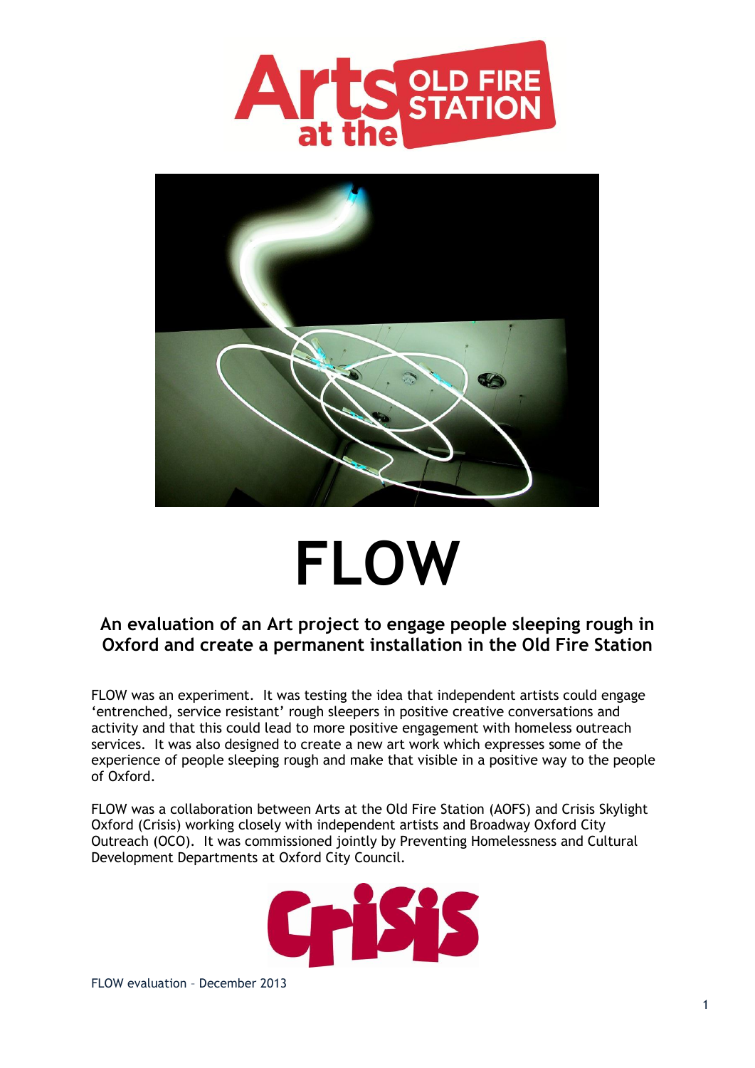# FLOW

## An evaluation of an Art project to engage people sleeping rough in Oxford and create a permanent installation in the Old Fire Station

FLOW was an experiment. It was testing the idea that independent artists could engage 'entrenched, service resistant' rough sleepers in positive creative conversations and activity and that this could lead to more positive engagement with homeless outreach services. It was also designed to create a new art work which expresses some of the experience of people sleeping rough and make that visible in a positive way to the people of Oxford.

FLOW was a collaboration between Arts at the Old Fire Station (AOFS) and Crisis Skylight Oxford (Crisis) working closely with independent artists and Broadway Oxford City Outreach (OCO). It was commissioned jointly by Preventing Homelessness and Cultural Development Departments at Oxford City Council.

FLOW evaluation – December 2013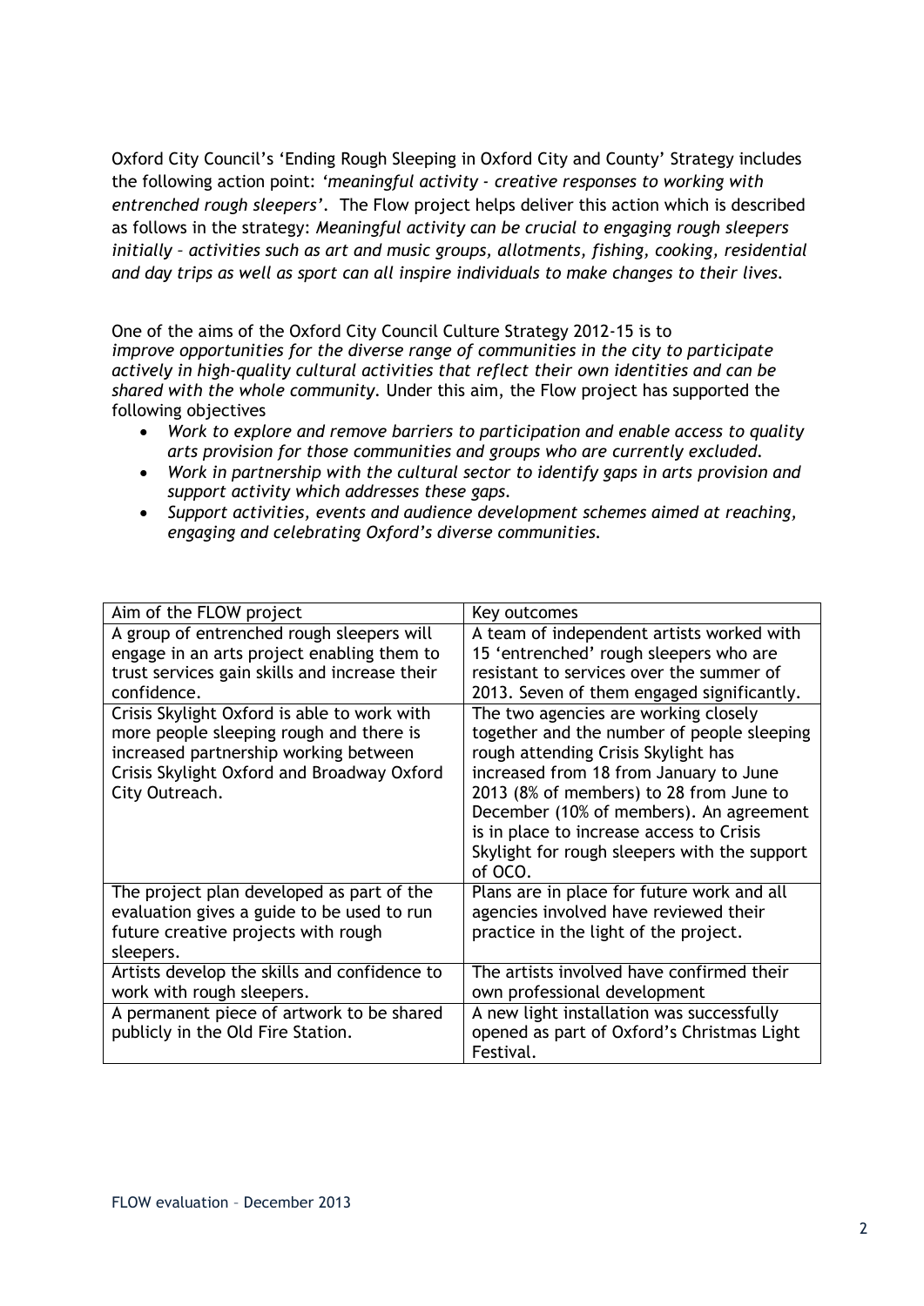Oxford City Council's 'Ending Rough Sleeping in Oxford City and County' Strategy includes the following action point: *'meaningful activity - creative responses to working with entrenched rough sleepers'*. The Flow project helps deliver this action which is described as follows in the strategy: *Meaningful activity can be crucial to engaging rough sleepers initially – activities such as art and music groups, allotments, fishing, cooking, residential and day trips as well as sport can all inspire individuals to make changes to their lives.*

One of the aims of the Oxford City Council Culture Strategy 2012-15 is to *improve opportunities for the diverse range of communities in the city to participate actively in high-quality cultural activities that reflect their own identities and can be shared with the whole community.* Under this aim, the Flow project has supported the following objectives

- *Work to explore and remove barriers to participation and enable access to quality arts provision for those communities and groups who are currently excluded.*
- *Work in partnership with the cultural sector to identify gaps in arts provision and support activity which addresses these gaps.*
- *Support activities, events and audience development schemes aimed at reaching, engaging and celebrating Oxford's diverse communities.*

| Aim of the FLOW project | Key outcomes |
|---|---|
| A group of entrenched rough sleepers will engage in an arts project enabling them to trust services gain skills and increase their confidence. | A team of independent artists worked with 15 'entrenched' rough sleepers who are resistant to services over the summer of 2013. Seven of them engaged significantly. |
| Crisis Skylight Oxford is able to work with more people sleeping rough and there is increased partnership working between Crisis Skylight Oxford and Broadway Oxford City Outreach. | The two agencies are working closely together and the number of people sleeping rough attending Crisis Skylight has increased from 18 from January to June 2013 (8% of members) to 28 from June to December (10% of members). An agreement is in place to increase access to Crisis Skylight for rough sleepers with the support of OCO. |
| The project plan developed as part of the evaluation gives a guide to be used to run future creative projects with rough sleepers. | Plans are in place for future work and all agencies involved have reviewed their practice in the light of the project. |
| Artists develop the skills and confidence to work with rough sleepers. | The artists involved have confirmed their own professional development |
| A permanent piece of artwork to be shared publicly in the Old Fire Station. | A new light installation was successfully opened as part of Oxford's Christmas Light Festival. |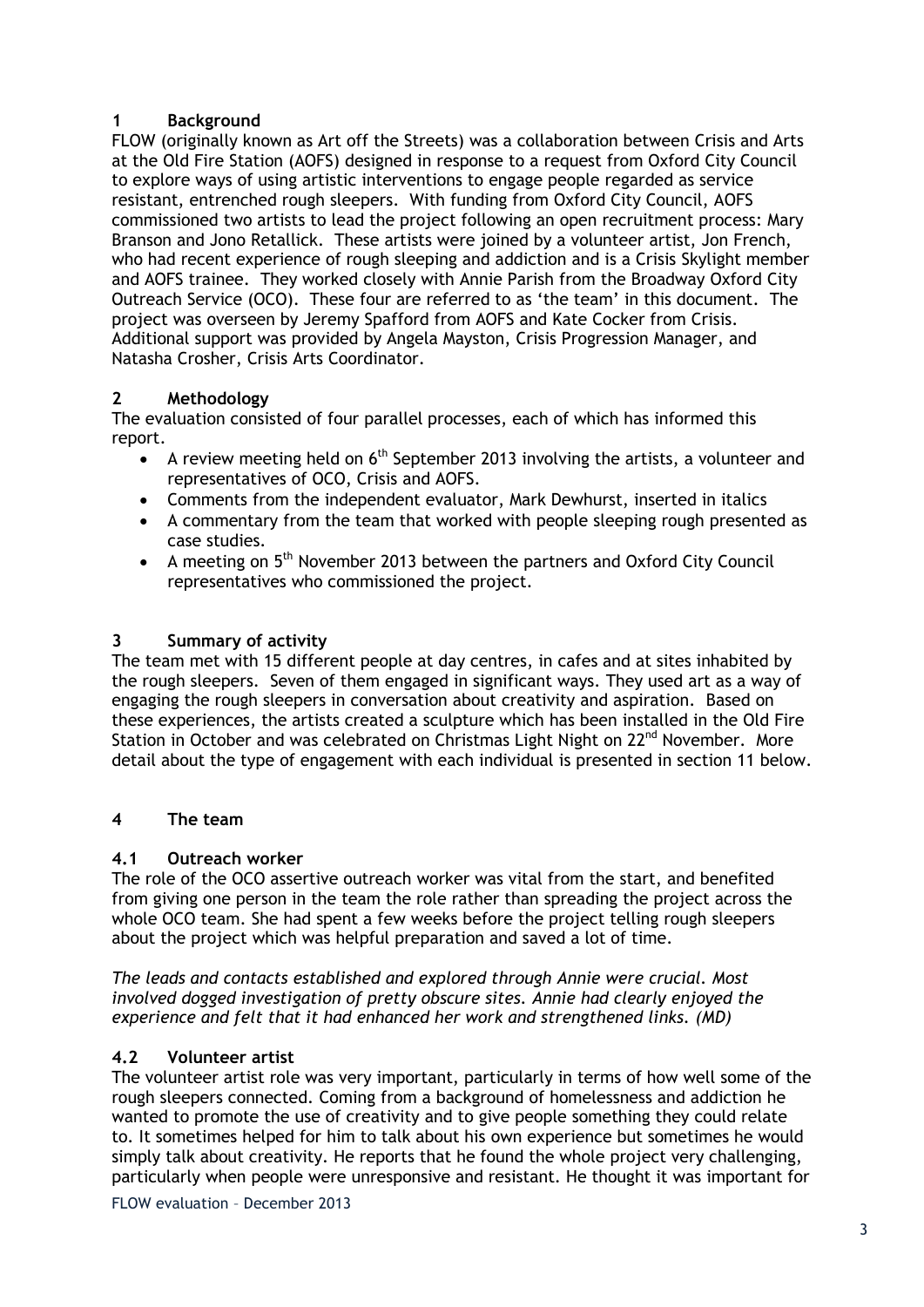## 1 Background

FLOW (originally known as Art off the Streets) was a collaboration between Crisis and Arts at the Old Fire Station (AOFS) designed in response to a request from Oxford City Council to explore ways of using artistic interventions to engage people regarded as service resistant, entrenched rough sleepers. With funding from Oxford City Council, AOFS commissioned two artists to lead the project following an open recruitment process: Mary Branson and Jono Retallick. These artists were joined by a volunteer artist, Jon French, who had recent experience of rough sleeping and addiction and is a Crisis Skylight member and AOFS trainee. They worked closely with Annie Parish from the Broadway Oxford City Outreach Service (OCO). These four are referred to as 'the team' in this document. The project was overseen by Jeremy Spafford from AOFS and Kate Cocker from Crisis. Additional support was provided by Angela Mayston, Crisis Progression Manager, and Natasha Crosher, Crisis Arts Coordinator.

## 2 Methodology

The evaluation consisted of four parallel processes, each of which has informed this report.

- A review meeting held on 6th September 2013 involving the artists, a volunteer and representatives of OCO, Crisis and AOFS.
- Comments from the independent evaluator, Mark Dewhurst, inserted in italics
- A commentary from the team that worked with people sleeping rough presented as case studies.
- A meeting on 5th November 2013 between the partners and Oxford City Council representatives who commissioned the project.

## 3 Summary of activity

The team met with 15 different people at day centres, in cafes and at sites inhabited by the rough sleepers. Seven of them engaged in significant ways. They used art as a way of engaging the rough sleepers in conversation about creativity and aspiration. Based on these experiences, the artists created a sculpture which has been installed in the Old Fire Station in October and was celebrated on Christmas Light Night on 22nd November. More detail about the type of engagement with each individual is presented in section 11 below.

## 4 The team

### 4.1 Outreach worker

The role of the OCO assertive outreach worker was vital from the start, and benefited from giving one person in the team the role rather than spreading the project across the whole OCO team. She had spent a few weeks before the project telling rough sleepers about the project which was helpful preparation and saved a lot of time.

*The leads and contacts established and explored through Annie were crucial. Most involved dogged investigation of pretty obscure sites. Annie had clearly enjoyed the experience and felt that it had enhanced her work and strengthened links. (MD)*

### 4.2 Volunteer artist

The volunteer artist role was very important, particularly in terms of how well some of the rough sleepers connected. Coming from a background of homelessness and addiction he wanted to promote the use of creativity and to give people something they could relate to. It sometimes helped for him to talk about his own experience but sometimes he would simply talk about creativity. He reports that he found the whole project very challenging, particularly when people were unresponsive and resistant. He thought it was important for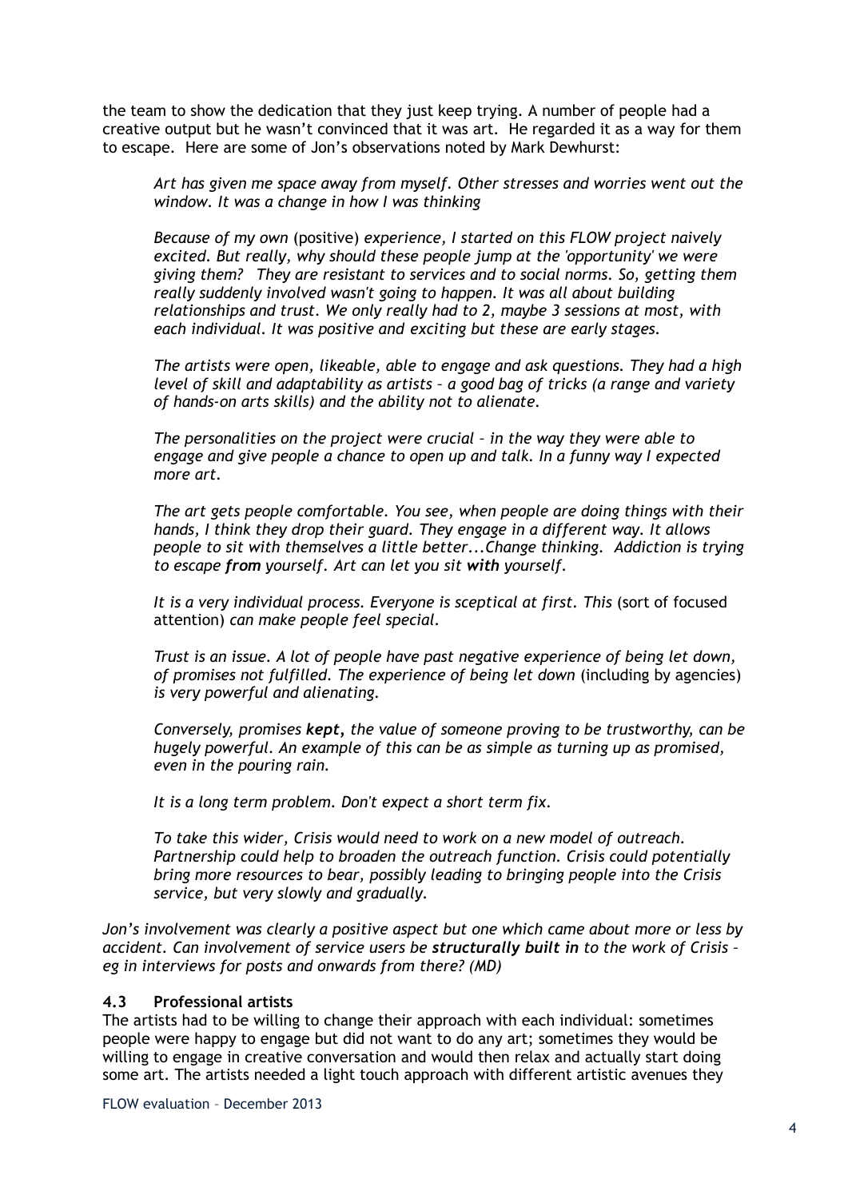the team to show the dedication that they just keep trying. A number of people had a creative output but he wasn't convinced that it was art. He regarded it as a way for them to escape. Here are some of Jon's observations noted by Mark Dewhurst:

> *Art has given me space away from myself. Other stresses and worries went out the window. It was a change in how I was thinking*
>
> *Because of my own* (positive) *experience, I started on this FLOW project naively excited. But really, why should these people jump at the 'opportunity' we were giving them? They are resistant to services and to social norms. So, getting them really suddenly involved wasn't going to happen. It was all about building relationships and trust. We only really had to 2, maybe 3 sessions at most, with each individual. It was positive and exciting but these are early stages.*
>
> *The artists were open, likeable, able to engage and ask questions. They had a high level of skill and adaptability as artists – a good bag of tricks (a range and variety of hands-on arts skills) and the ability not to alienate.*
>
> *The personalities on the project were crucial – in the way they were able to engage and give people a chance to open up and talk. In a funny way I expected more art.*
>
> *The art gets people comfortable. You see, when people are doing things with their hands, I think they drop their guard. They engage in a different way. It allows people to sit with themselves a little better...Change thinking. Addiction is trying to escape **from** yourself. Art can let you sit **with** yourself.*
>
> *It is a very individual process. Everyone is sceptical at first. This* (sort of focused attention) *can make people feel special.*
>
> *Trust is an issue. A lot of people have past negative experience of being let down, of promises not fulfilled. The experience of being let down* (including by agencies) *is very powerful and alienating.*
>
> *Conversely, promises **kept,** the value of someone proving to be trustworthy, can be hugely powerful. An example of this can be as simple as turning up as promised, even in the pouring rain.*
>
> *It is a long term problem. Don't expect a short term fix.*
>
> *To take this wider, Crisis would need to work on a new model of outreach. Partnership could help to broaden the outreach function. Crisis could potentially bring more resources to bear, possibly leading to bringing people into the Crisis service, but very slowly and gradually.*

*Jon's involvement was clearly a positive aspect but one which came about more or less by accident. Can involvement of service users be **structurally built in** to the work of Crisis – eg in interviews for posts and onwards from there? (MD)*

### 4.3 Professional artists

The artists had to be willing to change their approach with each individual: sometimes people were happy to engage but did not want to do any art; sometimes they would be willing to engage in creative conversation and would then relax and actually start doing some art. The artists needed a light touch approach with different artistic avenues they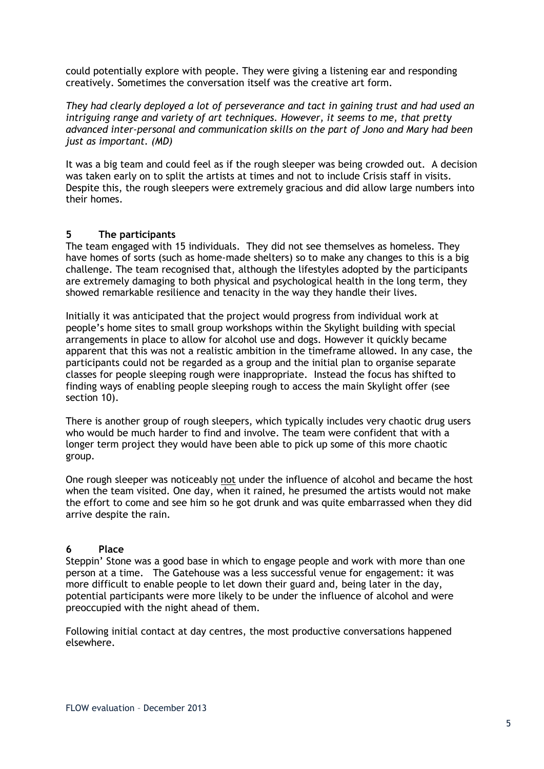could potentially explore with people. They were giving a listening ear and responding creatively. Sometimes the conversation itself was the creative art form.

*They had clearly deployed a lot of perseverance and tact in gaining trust and had used an intriguing range and variety of art techniques. However, it seems to me, that pretty advanced inter-personal and communication skills on the part of Jono and Mary had been just as important. (MD)*

It was a big team and could feel as if the rough sleeper was being crowded out. A decision was taken early on to split the artists at times and not to include Crisis staff in visits. Despite this, the rough sleepers were extremely gracious and did allow large numbers into their homes.

## 5 The participants

The team engaged with 15 individuals. They did not see themselves as homeless. They have homes of sorts (such as home-made shelters) so to make any changes to this is a big challenge. The team recognised that, although the lifestyles adopted by the participants are extremely damaging to both physical and psychological health in the long term, they showed remarkable resilience and tenacity in the way they handle their lives.

Initially it was anticipated that the project would progress from individual work at people's home sites to small group workshops within the Skylight building with special arrangements in place to allow for alcohol use and dogs. However it quickly became apparent that this was not a realistic ambition in the timeframe allowed. In any case, the participants could not be regarded as a group and the initial plan to organise separate classes for people sleeping rough were inappropriate. Instead the focus has shifted to finding ways of enabling people sleeping rough to access the main Skylight offer (see section 10).

There is another group of rough sleepers, which typically includes very chaotic drug users who would be much harder to find and involve. The team were confident that with a longer term project they would have been able to pick up some of this more chaotic group.

One rough sleeper was noticeably <u>not</u> under the influence of alcohol and became the host when the team visited. One day, when it rained, he presumed the artists would not make the effort to come and see him so he got drunk and was quite embarrassed when they did arrive despite the rain.

## 6 Place

Steppin' Stone was a good base in which to engage people and work with more than one person at a time. The Gatehouse was a less successful venue for engagement: it was more difficult to enable people to let down their guard and, being later in the day, potential participants were more likely to be under the influence of alcohol and were preoccupied with the night ahead of them.

Following initial contact at day centres, the most productive conversations happened elsewhere.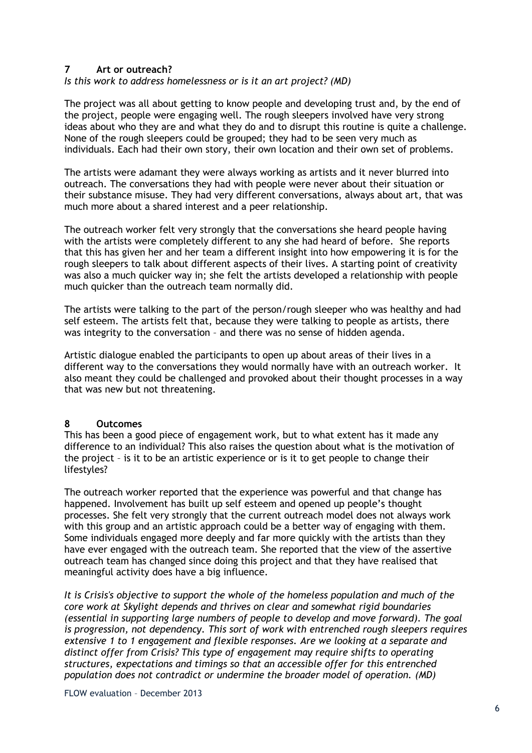## 7 Art or outreach?

*Is this work to address homelessness or is it an art project? (MD)*

The project was all about getting to know people and developing trust and, by the end of the project, people were engaging well. The rough sleepers involved have very strong ideas about who they are and what they do and to disrupt this routine is quite a challenge. None of the rough sleepers could be grouped; they had to be seen very much as individuals. Each had their own story, their own location and their own set of problems.

The artists were adamant they were always working as artists and it never blurred into outreach. The conversations they had with people were never about their situation or their substance misuse. They had very different conversations, always about art, that was much more about a shared interest and a peer relationship.

The outreach worker felt very strongly that the conversations she heard people having with the artists were completely different to any she had heard of before. She reports that this has given her and her team a different insight into how empowering it is for the rough sleepers to talk about different aspects of their lives. A starting point of creativity was also a much quicker way in; she felt the artists developed a relationship with people much quicker than the outreach team normally did.

The artists were talking to the part of the person/rough sleeper who was healthy and had self esteem. The artists felt that, because they were talking to people as artists, there was integrity to the conversation – and there was no sense of hidden agenda.

Artistic dialogue enabled the participants to open up about areas of their lives in a different way to the conversations they would normally have with an outreach worker. It also meant they could be challenged and provoked about their thought processes in a way that was new but not threatening.

## 8 Outcomes

This has been a good piece of engagement work, but to what extent has it made any difference to an individual? This also raises the question about what is the motivation of the project – is it to be an artistic experience or is it to get people to change their lifestyles?

The outreach worker reported that the experience was powerful and that change has happened. Involvement has built up self esteem and opened up people's thought processes. She felt very strongly that the current outreach model does not always work with this group and an artistic approach could be a better way of engaging with them. Some individuals engaged more deeply and far more quickly with the artists than they have ever engaged with the outreach team. She reported that the view of the assertive outreach team has changed since doing this project and that they have realised that meaningful activity does have a big influence.

*It is Crisis's objective to support the whole of the homeless population and much of the core work at Skylight depends and thrives on clear and somewhat rigid boundaries (essential in supporting large numbers of people to develop and move forward). The goal is progression, not dependency. This sort of work with entrenched rough sleepers requires extensive 1 to 1 engagement and flexible responses. Are we looking at a separate and distinct offer from Crisis? This type of engagement may require shifts to operating structures, expectations and timings so that an accessible offer for this entrenched population does not contradict or undermine the broader model of operation. (MD)*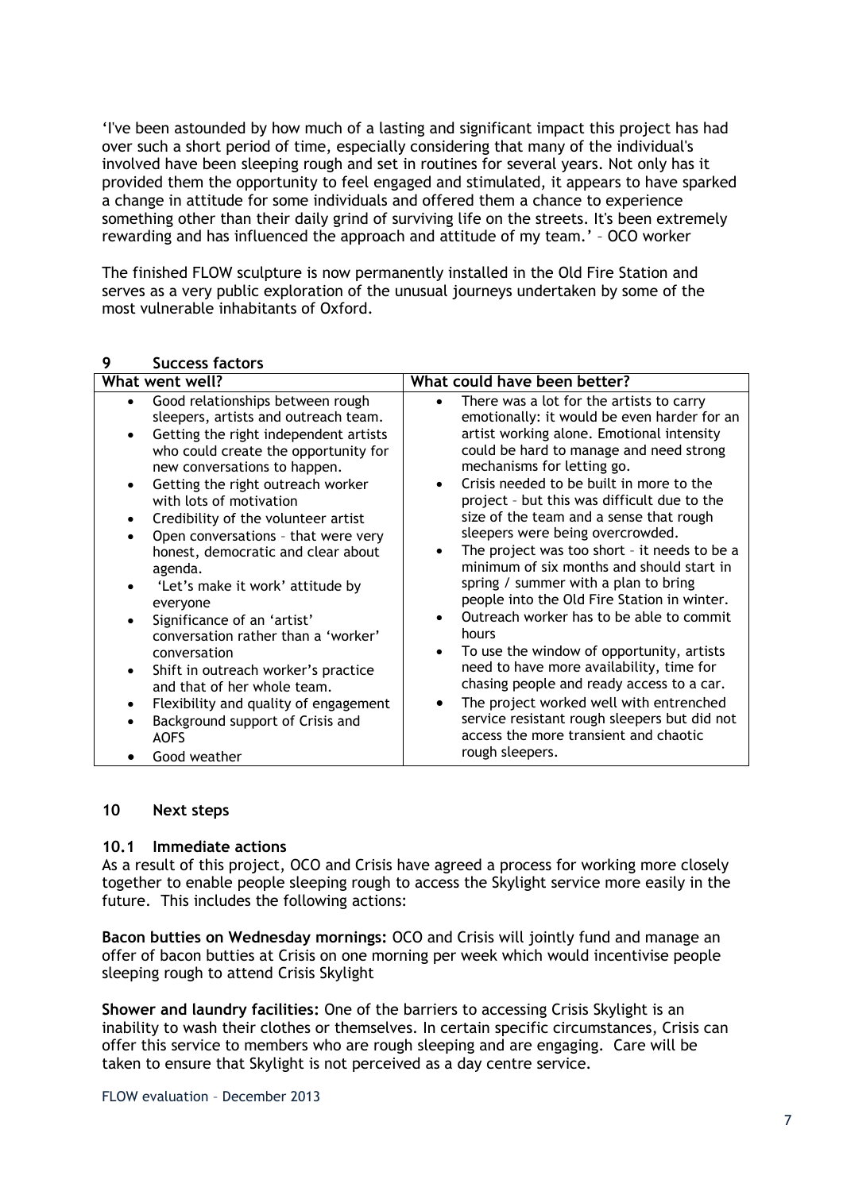'I've been astounded by how much of a lasting and significant impact this project has had over such a short period of time, especially considering that many of the individual's involved have been sleeping rough and set in routines for several years. Not only has it provided them the opportunity to feel engaged and stimulated, it appears to have sparked a change in attitude for some individuals and offered them a chance to experience something other than their daily grind of surviving life on the streets. It's been extremely rewarding and has influenced the approach and attitude of my team.' – OCO worker

The finished FLOW sculpture is now permanently installed in the Old Fire Station and serves as a very public exploration of the unusual journeys undertaken by some of the most vulnerable inhabitants of Oxford.

## 9 Success factors

| What went well? | What could have been better? |
|---|---|
| • Good relationships between rough sleepers, artists and outreach team.<br>• Getting the right independent artists who could create the opportunity for new conversations to happen.<br>• Getting the right outreach worker with lots of motivation<br>• Credibility of the volunteer artist<br>• Open conversations – that were very honest, democratic and clear about agenda.<br>• 'Let's make it work' attitude by everyone<br>• Significance of an 'artist' conversation rather than a 'worker' conversation<br>• Shift in outreach worker's practice and that of her whole team.<br>• Flexibility and quality of engagement<br>• Background support of Crisis and AOFS<br>• Good weather | • There was a lot for the artists to carry emotionally: it would be even harder for an artist working alone. Emotional intensity could be hard to manage and need strong mechanisms for letting go.<br>• Crisis needed to be built in more to the project – but this was difficult due to the size of the team and a sense that rough sleepers were being overcrowded.<br>• The project was too short – it needs to be a minimum of six months and should start in spring / summer with a plan to bring people into the Old Fire Station in winter.<br>• Outreach worker has to be able to commit hours<br>• To use the window of opportunity, artists need to have more availability, time for chasing people and ready access to a car.<br>• The project worked well with entrenched service resistant rough sleepers but did not access the more transient and chaotic rough sleepers. |

## 10 Next steps

### 10.1 Immediate actions

As a result of this project, OCO and Crisis have agreed a process for working more closely together to enable people sleeping rough to access the Skylight service more easily in the future. This includes the following actions:

**Bacon butties on Wednesday mornings:** OCO and Crisis will jointly fund and manage an offer of bacon butties at Crisis on one morning per week which would incentivise people sleeping rough to attend Crisis Skylight

**Shower and laundry facilities:** One of the barriers to accessing Crisis Skylight is an inability to wash their clothes or themselves. In certain specific circumstances, Crisis can offer this service to members who are rough sleeping and are engaging. Care will be taken to ensure that Skylight is not perceived as a day centre service.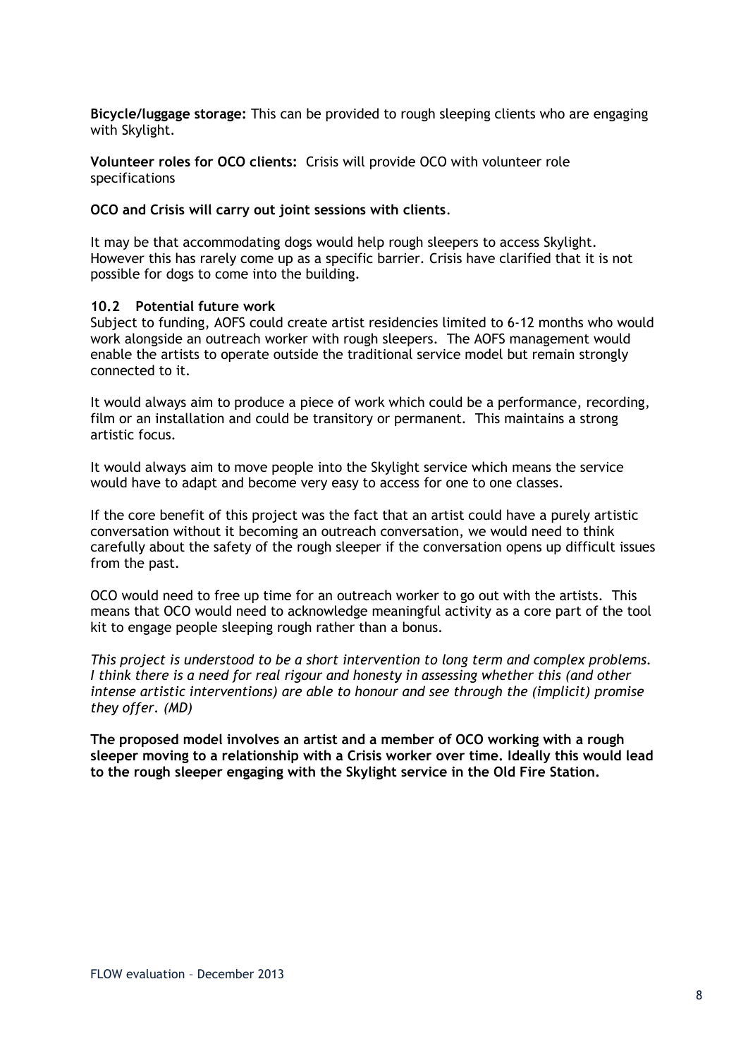**Bicycle/luggage storage:** This can be provided to rough sleeping clients who are engaging with Skylight.

**Volunteer roles for OCO clients:** Crisis will provide OCO with volunteer role specifications

**OCO and Crisis will carry out joint sessions with clients**.

It may be that accommodating dogs would help rough sleepers to access Skylight. However this has rarely come up as a specific barrier. Crisis have clarified that it is not possible for dogs to come into the building.

### 10.2 Potential future work

Subject to funding, AOFS could create artist residencies limited to 6-12 months who would work alongside an outreach worker with rough sleepers. The AOFS management would enable the artists to operate outside the traditional service model but remain strongly connected to it.

It would always aim to produce a piece of work which could be a performance, recording, film or an installation and could be transitory or permanent. This maintains a strong artistic focus.

It would always aim to move people into the Skylight service which means the service would have to adapt and become very easy to access for one to one classes.

If the core benefit of this project was the fact that an artist could have a purely artistic conversation without it becoming an outreach conversation, we would need to think carefully about the safety of the rough sleeper if the conversation opens up difficult issues from the past.

OCO would need to free up time for an outreach worker to go out with the artists. This means that OCO would need to acknowledge meaningful activity as a core part of the tool kit to engage people sleeping rough rather than a bonus.

*This project is understood to be a short intervention to long term and complex problems. I think there is a need for real rigour and honesty in assessing whether this (and other intense artistic interventions) are able to honour and see through the (implicit) promise they offer. (MD)*

**The proposed model involves an artist and a member of OCO working with a rough sleeper moving to a relationship with a Crisis worker over time. Ideally this would lead to the rough sleeper engaging with the Skylight service in the Old Fire Station.**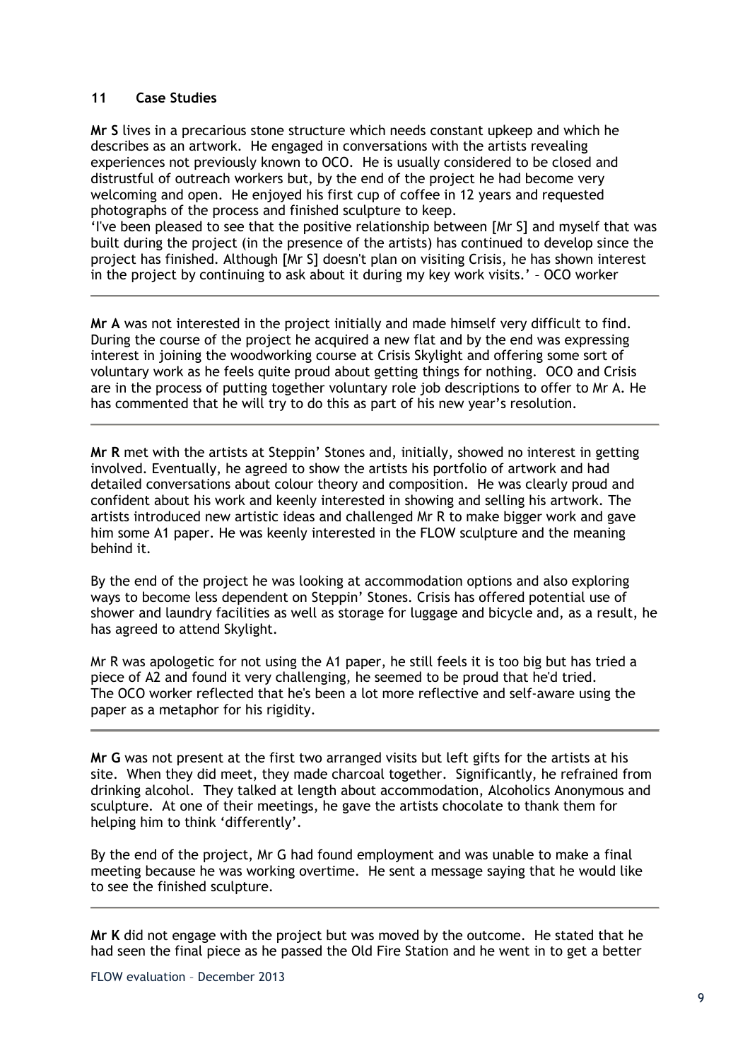## 11 Case Studies

**Mr S** lives in a precarious stone structure which needs constant upkeep and which he describes as an artwork. He engaged in conversations with the artists revealing experiences not previously known to OCO. He is usually considered to be closed and distrustful of outreach workers but, by the end of the project he had become very welcoming and open. He enjoyed his first cup of coffee in 12 years and requested photographs of the process and finished sculpture to keep.

'I've been pleased to see that the positive relationship between [Mr S] and myself that was built during the project (in the presence of the artists) has continued to develop since the project has finished. Although [Mr S] doesn't plan on visiting Crisis, he has shown interest in the project by continuing to ask about it during my key work visits.' – OCO worker

---

**Mr A** was not interested in the project initially and made himself very difficult to find. During the course of the project he acquired a new flat and by the end was expressing interest in joining the woodworking course at Crisis Skylight and offering some sort of voluntary work as he feels quite proud about getting things for nothing. OCO and Crisis are in the process of putting together voluntary role job descriptions to offer to Mr A. He has commented that he will try to do this as part of his new year's resolution.

---

**Mr R** met with the artists at Steppin' Stones and, initially, showed no interest in getting involved. Eventually, he agreed to show the artists his portfolio of artwork and had detailed conversations about colour theory and composition. He was clearly proud and confident about his work and keenly interested in showing and selling his artwork. The artists introduced new artistic ideas and challenged Mr R to make bigger work and gave him some A1 paper. He was keenly interested in the FLOW sculpture and the meaning behind it.

By the end of the project he was looking at accommodation options and also exploring ways to become less dependent on Steppin' Stones. Crisis has offered potential use of shower and laundry facilities as well as storage for luggage and bicycle and, as a result, he has agreed to attend Skylight.

Mr R was apologetic for not using the A1 paper, he still feels it is too big but has tried a piece of A2 and found it very challenging, he seemed to be proud that he'd tried. The OCO worker reflected that he's been a lot more reflective and self-aware using the paper as a metaphor for his rigidity.

---

**Mr G** was not present at the first two arranged visits but left gifts for the artists at his site. When they did meet, they made charcoal together. Significantly, he refrained from drinking alcohol. They talked at length about accommodation, Alcoholics Anonymous and sculpture. At one of their meetings, he gave the artists chocolate to thank them for helping him to think 'differently'.

By the end of the project, Mr G had found employment and was unable to make a final meeting because he was working overtime. He sent a message saying that he would like to see the finished sculpture.

---

**Mr K** did not engage with the project but was moved by the outcome. He stated that he had seen the final piece as he passed the Old Fire Station and he went in to get a better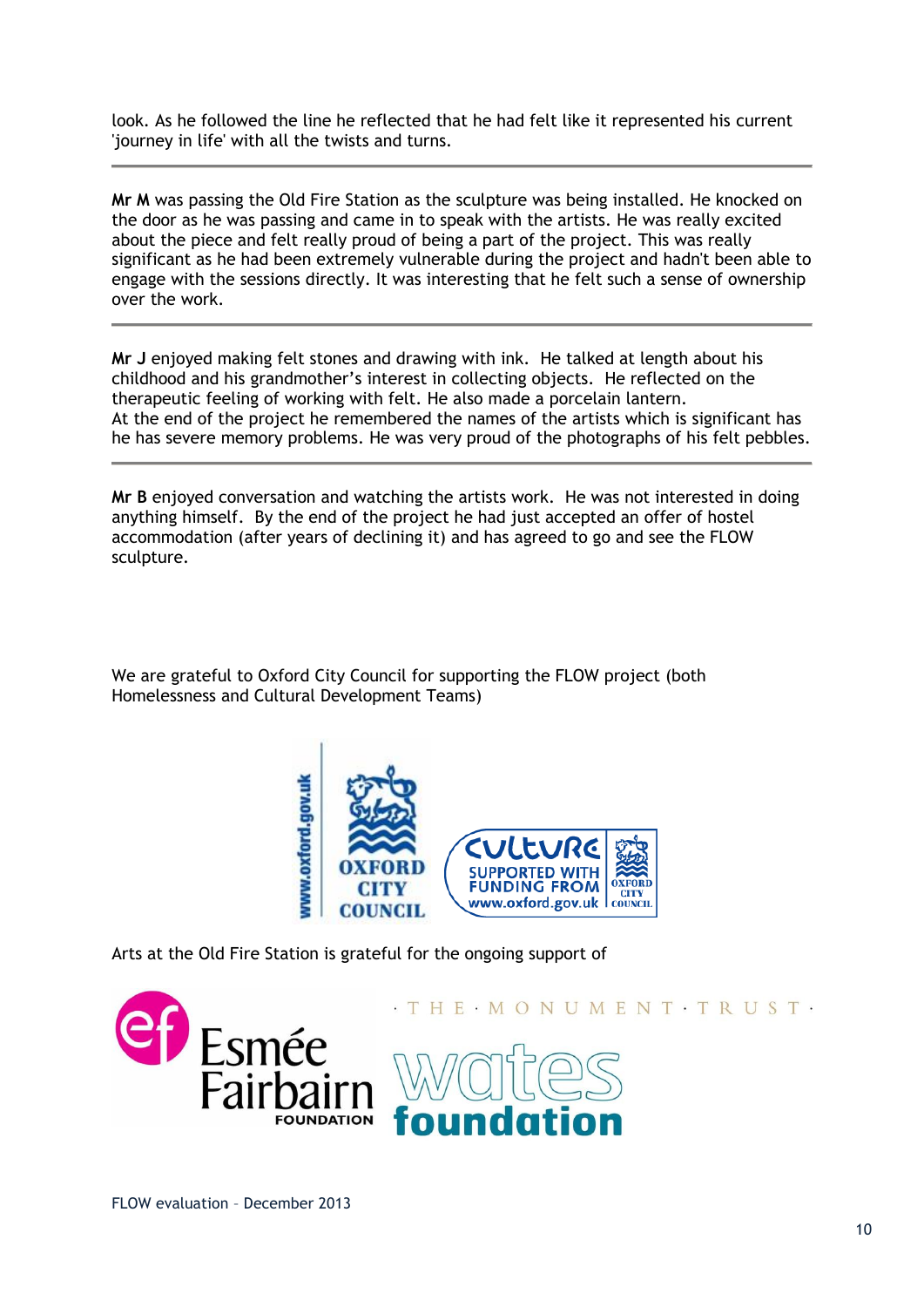look. As he followed the line he reflected that he had felt like it represented his current 'journey in life' with all the twists and turns.

---

**Mr M** was passing the Old Fire Station as the sculpture was being installed. He knocked on the door as he was passing and came in to speak with the artists. He was really excited about the piece and felt really proud of being a part of the project. This was really significant as he had been extremely vulnerable during the project and hadn't been able to engage with the sessions directly. It was interesting that he felt such a sense of ownership over the work.

---

**Mr J** enjoyed making felt stones and drawing with ink. He talked at length about his childhood and his grandmother's interest in collecting objects. He reflected on the therapeutic feeling of working with felt. He also made a porcelain lantern.
At the end of the project he remembered the names of the artists which is significant has he has severe memory problems. He was very proud of the photographs of his felt pebbles.

---

**Mr B** enjoyed conversation and watching the artists work. He was not interested in doing anything himself. By the end of the project he had just accepted an offer of hostel accommodation (after years of declining it) and has agreed to go and see the FLOW sculpture.

We are grateful to Oxford City Council for supporting the FLOW project (both Homelessness and Cultural Development Teams)

www.oxford.gov.uk OXFORD CITY COUNCIL

CULTURE SUPPORTED WITH FUNDING FROM www.oxford.gov.uk OXFORD CITY COUNCIL

Arts at the Old Fire Station is grateful for the ongoing support of

Esmée Fairbairn FOUNDATION

· THE · MONUMENT · TRUST ·

wates foundation

FLOW evaluation – December 2013